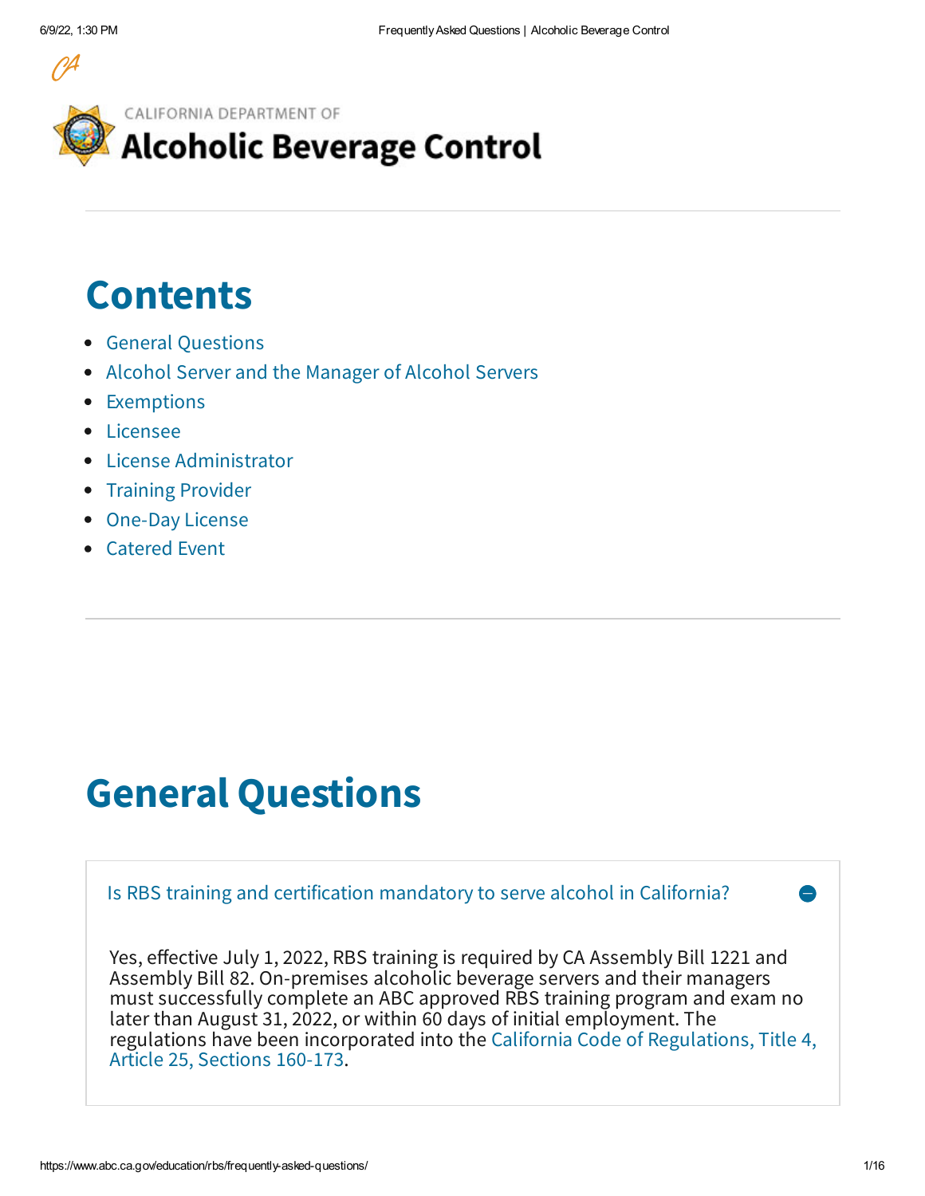CALIFORNIA DEPARTMENT OF

# Alcoholic Beverage Control

## Contents

- General Questions
- Alcohol Server and the Manager of Alcohol Servers
- Exemptions
- Licensee
- License Administrator
- Training Provider
- One-Day License
- Catered Event

## General Questions

### Is RBS training and certification mandatory to serve alcohol in California?

Yes, effective July 1, 2022, RBS training is required by CA Assembly Bill 1221 and Assembly Bill 82. On-premises alcoholic beverage servers and their managers must successfully complete an ABC approved RBS training program and exam no later than August 31, 2022, or within 60 days of initial employment. The regulations have been incorporated into the California Code of Regulations, Title 4, Article 25, Sections 160-173.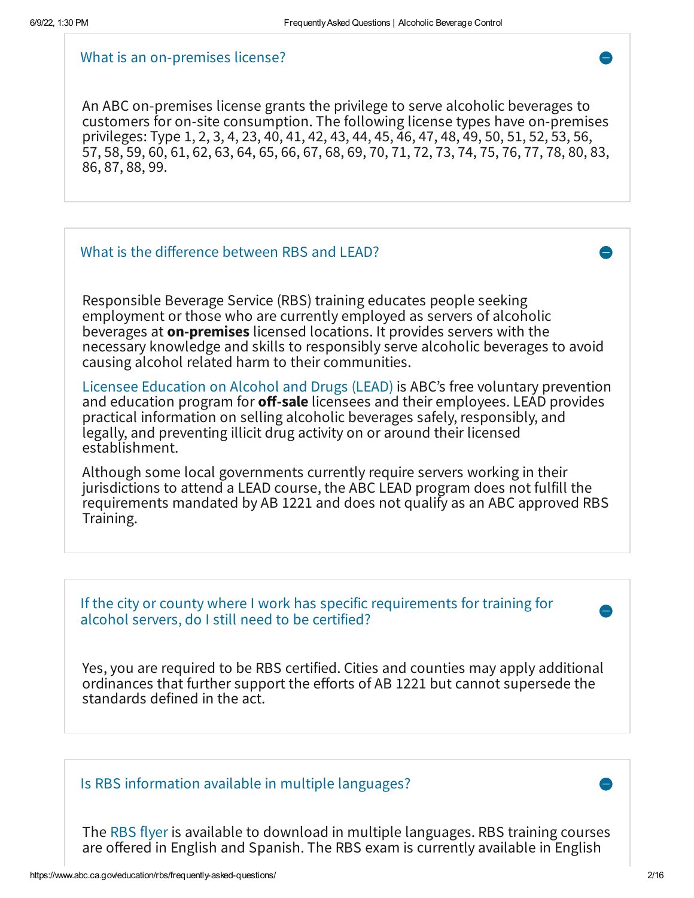## What is an on-premises license?

An ABC on-premises license grants the privilege to serve alcoholic beverages to customers for on-site consumption. The following license types have on-premises privileges: Type 1, 2, 3, 4, 23, 40, 41, 42, 43, 44, 45, 46, 47, 48, 49, 50, 51, 52, 53, 56, 57, 58, 59, 60, 61, 62, 63, 64, 65, 66, 67, 68, 69, 70, 71, 72, 73, 74, 75, 76, 77, 78, 80, 83, 86, 87, 88, 99.

## What is the difference between RBS and LEAD?

Responsible Beverage Service (RBS) training educates people seeking employment or those who are currently employed as servers of alcoholic beverages at **on-premises** licensed locations. It provides servers with the necessary knowledge and skills to responsibly serve alcoholic beverages to avoid causing alcohol related harm to their communities.

Licensee Education on Alcohol and Drugs (LEAD) is ABC's free voluntary prevention and education program for **off-sale** licensees and their employees. LEAD provides practical information on selling alcoholic beverages safely, responsibly, and legally, and preventing illicit drug activity on or around their licensed establishment.

Although some local governments currently require servers working in their jurisdictions to attend a LEAD course, the ABC LEAD program does not fulfill the requirements mandated by AB 1221 and does not qualify as an ABC approved RBS Training.

## If the city or county where I work has specific requirements for training for alcohol servers, do I still need to be certified?

Yes, you are required to be RBS certified. Cities and counties may apply additional ordinances that further support the efforts of AB 1221 but cannot supersede the standards defined in the act.

## Is RBS information available in multiple languages?

The RBS flyer is available to download in multiple languages. RBS training courses are offered in English and Spanish. The RBS exam is currently available in English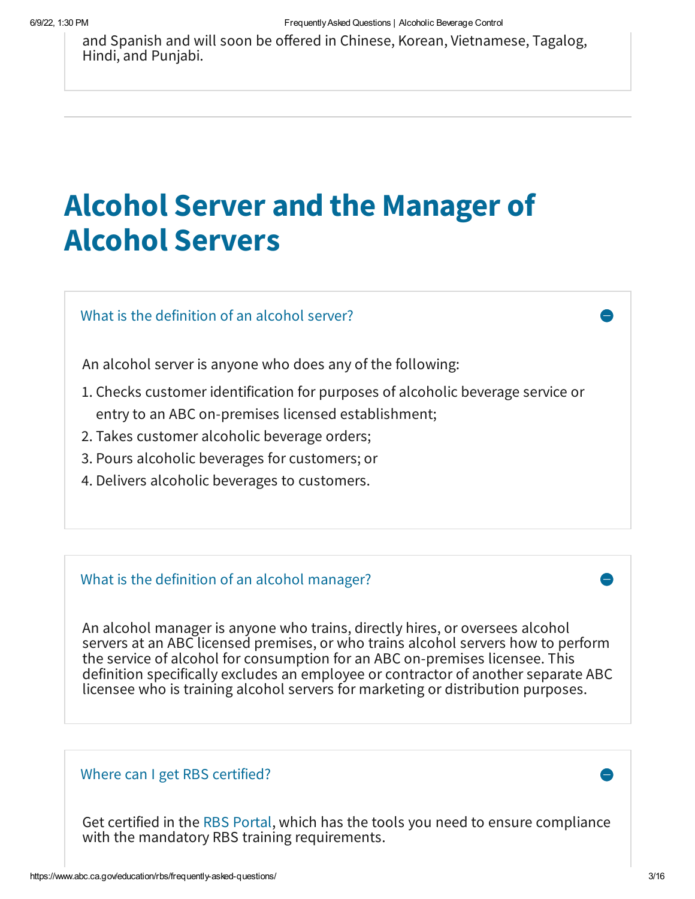and Spanish and will soon be offered in Chinese, Korean, Vietnamese, Tagalog, Hindi, and Punjabi.

# Alcohol Server and the Manager of Alcohol Servers

### What is the definition of an alcohol server?

An alcohol server is anyone who does any of the following:

1. Checks customer identification for purposes of alcoholic beverage service or entry to an ABC on-premises licensed establishment;
2. Takes customer alcoholic beverage orders;
3. Pours alcoholic beverages for customers; or
4. Delivers alcoholic beverages to customers.

### What is the definition of an alcohol manager?

An alcohol manager is anyone who trains, directly hires, or oversees alcohol servers at an ABC licensed premises, or who trains alcohol servers how to perform the service of alcohol for consumption for an ABC on-premises licensee. This definition specifically excludes an employee or contractor of another separate ABC licensee who is training alcohol servers for marketing or distribution purposes.

### Where can I get RBS certified?

Get certified in the RBS Portal, which has the tools you need to ensure compliance with the mandatory RBS training requirements.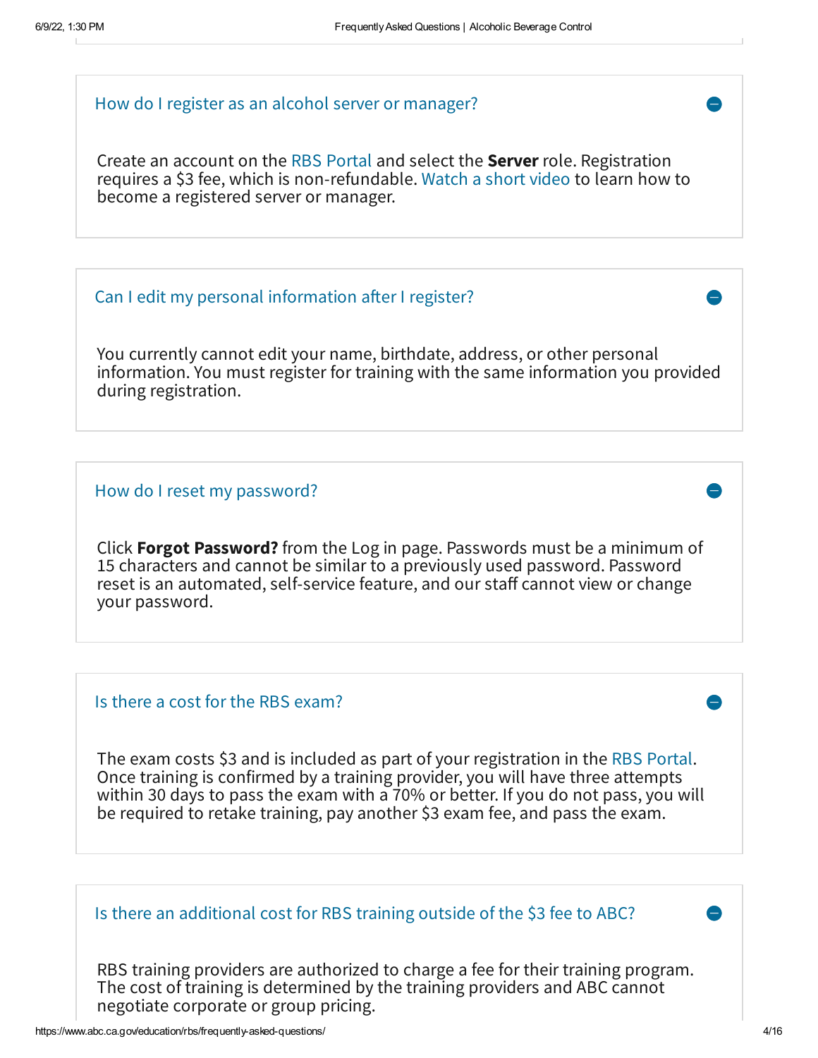### How do I register as an alcohol server or manager?

Create an account on the RBS Portal and select the **Server** role. Registration requires a $3 fee, which is non-refundable. Watch a short video to learn how to become a registered server or manager.

### Can I edit my personal information after I register?

You currently cannot edit your name, birthdate, address, or other personal information. You must register for training with the same information you provided during registration.

### How do I reset my password?

Click **Forgot Password?** from the Log in page. Passwords must be a minimum of 15 characters and cannot be similar to a previously used password. Password reset is an automated, self-service feature, and our staff cannot view or change your password.

### Is there a cost for the RBS exam?

The exam costs $3 and is included as part of your registration in the RBS Portal. Once training is confirmed by a training provider, you will have three attempts within 30 days to pass the exam with a 70% or better. If you do not pass, you will be required to retake training, pay another $3 exam fee, and pass the exam.

### Is there an additional cost for RBS training outside of the $3 fee to ABC?

RBS training providers are authorized to charge a fee for their training program. The cost of training is determined by the training providers and ABC cannot negotiate corporate or group pricing.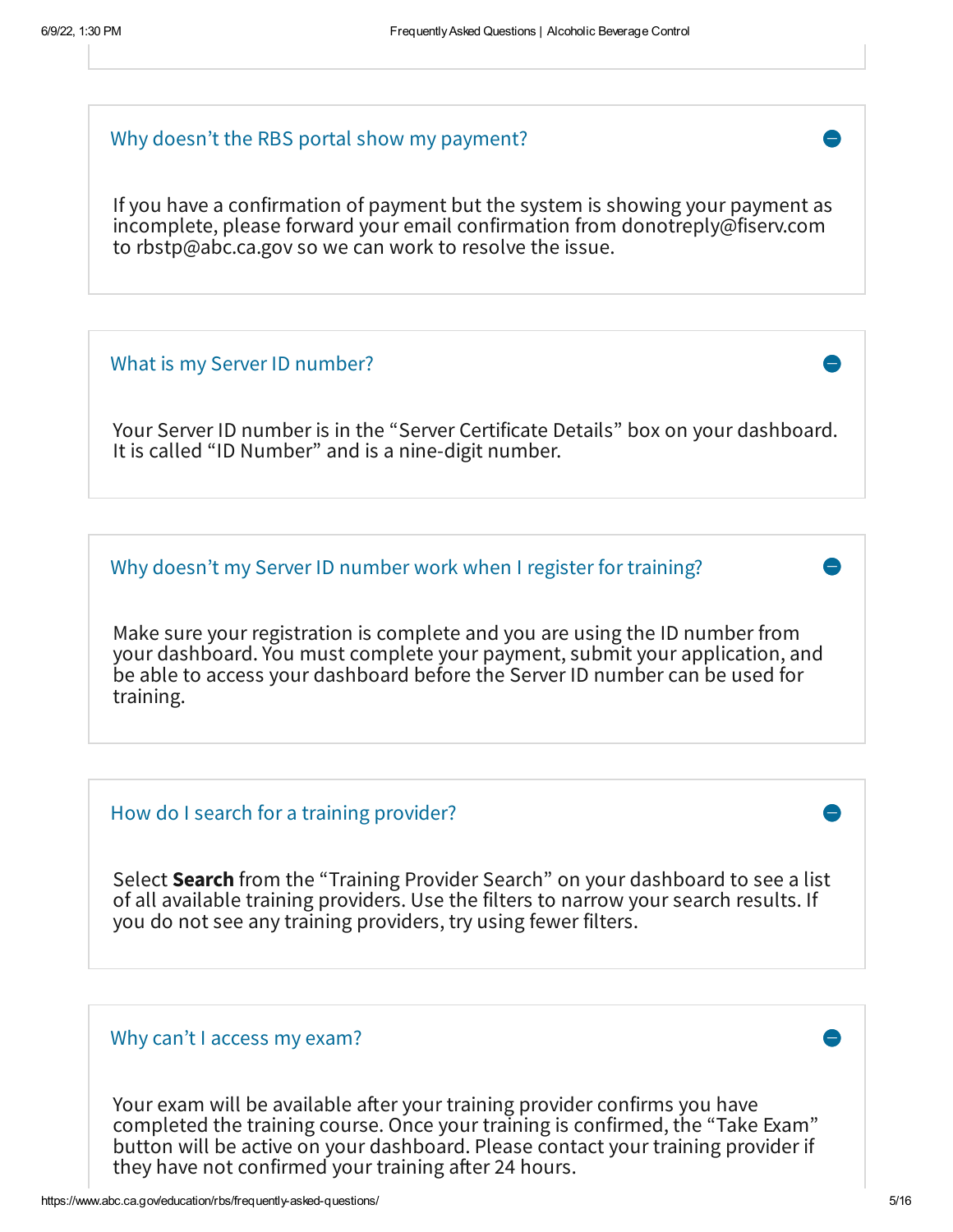## Why doesn't the RBS portal show my payment?

If you have a confirmation of payment but the system is showing your payment as incomplete, please forward your email confirmation from donotreply@fiserv.com to rbstp@abc.ca.gov so we can work to resolve the issue.

## What is my Server ID number?

Your Server ID number is in the "Server Certificate Details" box on your dashboard. It is called "ID Number" and is a nine-digit number.

## Why doesn't my Server ID number work when I register for training?

Make sure your registration is complete and you are using the ID number from your dashboard. You must complete your payment, submit your application, and be able to access your dashboard before the Server ID number can be used for training.

## How do I search for a training provider?

Select **Search** from the "Training Provider Search" on your dashboard to see a list of all available training providers. Use the filters to narrow your search results. If you do not see any training providers, try using fewer filters.

## Why can't I access my exam?

Your exam will be available after your training provider confirms you have completed the training course. Once your training is confirmed, the "Take Exam" button will be active on your dashboard. Please contact your training provider if they have not confirmed your training after 24 hours.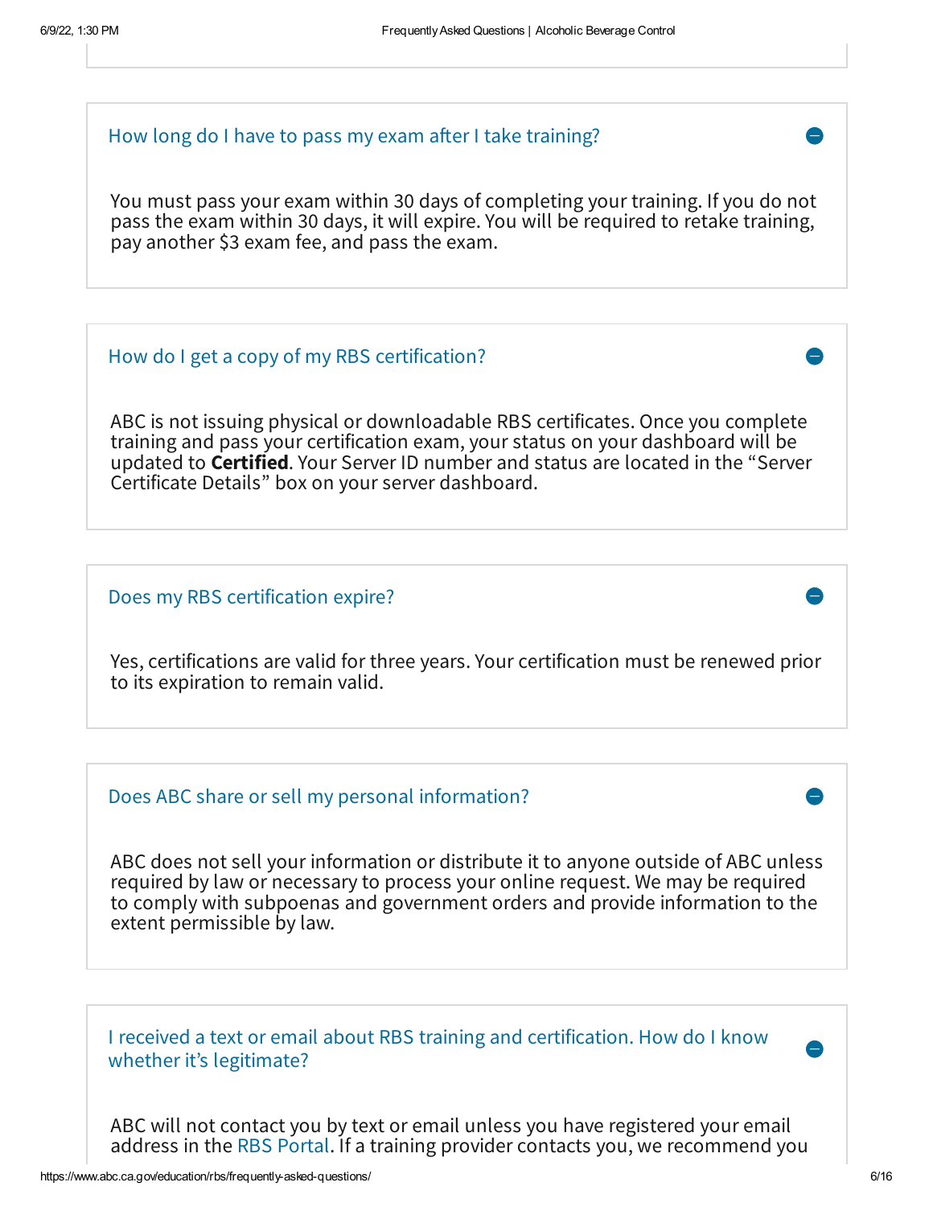### How long do I have to pass my exam after I take training?

You must pass your exam within 30 days of completing your training. If you do not pass the exam within 30 days, it will expire. You will be required to retake training, pay another $3 exam fee, and pass the exam.

### How do I get a copy of my RBS certification?

ABC is not issuing physical or downloadable RBS certificates. Once you complete training and pass your certification exam, your status on your dashboard will be updated to **Certified**. Your Server ID number and status are located in the "Server Certificate Details" box on your server dashboard.

### Does my RBS certification expire?

Yes, certifications are valid for three years. Your certification must be renewed prior to its expiration to remain valid.

### Does ABC share or sell my personal information?

ABC does not sell your information or distribute it to anyone outside of ABC unless required by law or necessary to process your online request. We may be required to comply with subpoenas and government orders and provide information to the extent permissible by law.

### I received a text or email about RBS training and certification. How do I know whether it's legitimate?

ABC will not contact you by text or email unless you have registered your email address in the RBS Portal. If a training provider contacts you, we recommend you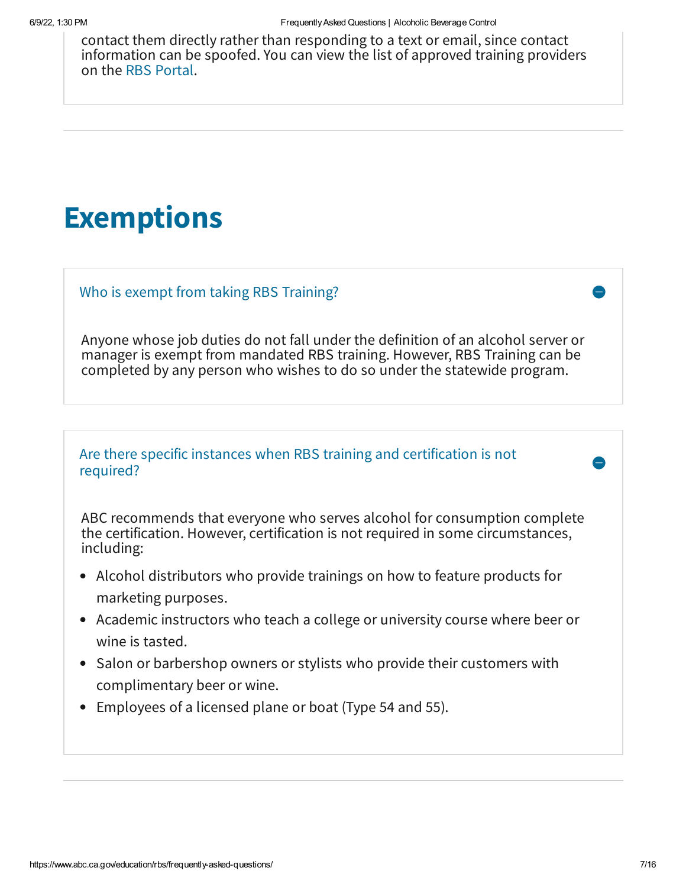contact them directly rather than responding to a text or email, since contact information can be spoofed. You can view the list of approved training providers on the RBS Portal.

# Exemptions

### Who is exempt from taking RBS Training?

Anyone whose job duties do not fall under the definition of an alcohol server or manager is exempt from mandated RBS training. However, RBS Training can be completed by any person who wishes to do so under the statewide program.

### Are there specific instances when RBS training and certification is not required?

ABC recommends that everyone who serves alcohol for consumption complete the certification. However, certification is not required in some circumstances, including:

- Alcohol distributors who provide trainings on how to feature products for marketing purposes.
- Academic instructors who teach a college or university course where beer or wine is tasted.
- Salon or barbershop owners or stylists who provide their customers with complimentary beer or wine.
- Employees of a licensed plane or boat (Type 54 and 55).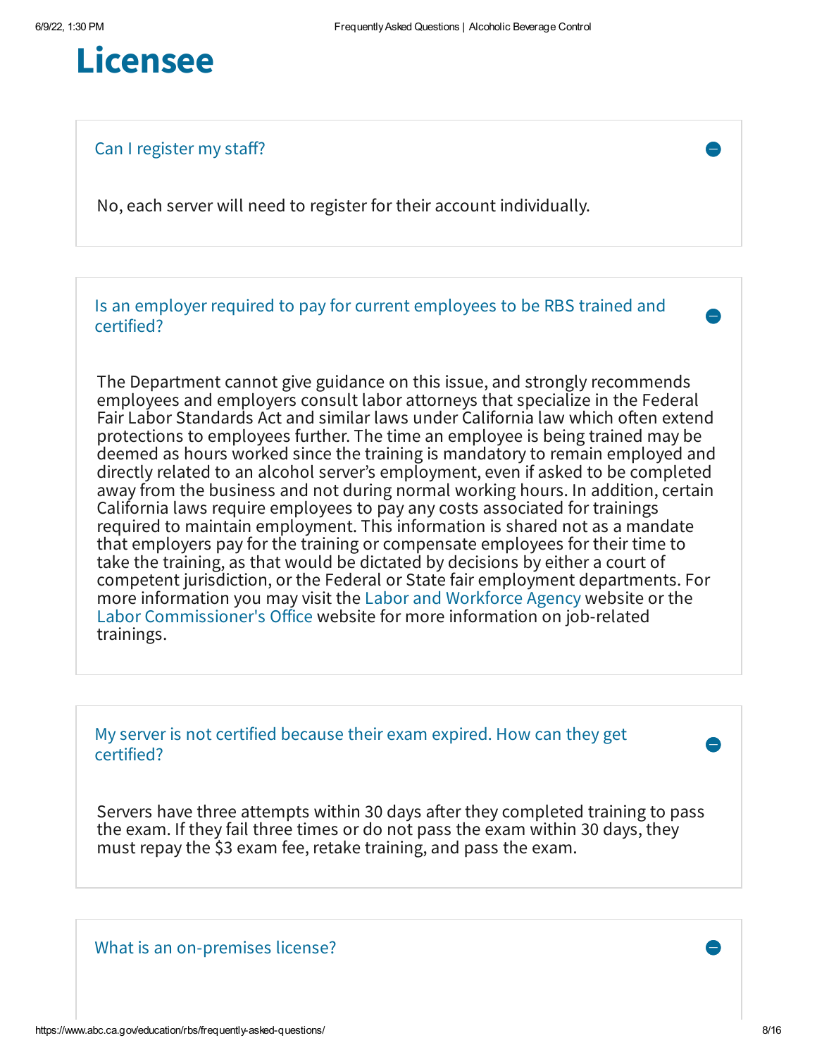# Licensee

### Can I register my staff?

No, each server will need to register for their account individually.

### Is an employer required to pay for current employees to be RBS trained and certified?

The Department cannot give guidance on this issue, and strongly recommends employees and employers consult labor attorneys that specialize in the Federal Fair Labor Standards Act and similar laws under California law which often extend protections to employees further. The time an employee is being trained may be deemed as hours worked since the training is mandatory to remain employed and directly related to an alcohol server's employment, even if asked to be completed away from the business and not during normal working hours. In addition, certain California laws require employees to pay any costs associated for trainings required to maintain employment. This information is shared not as a mandate that employers pay for the training or compensate employees for their time to take the training, as that would be dictated by decisions by either a court of competent jurisdiction, or the Federal or State fair employment departments. For more information you may visit the Labor and Workforce Agency website or the Labor Commissioner's Office website for more information on job-related trainings.

### My server is not certified because their exam expired. How can they get certified?

Servers have three attempts within 30 days after they completed training to pass the exam. If they fail three times or do not pass the exam within 30 days, they must repay the $3 exam fee, retake training, and pass the exam.

### What is an on-premises license?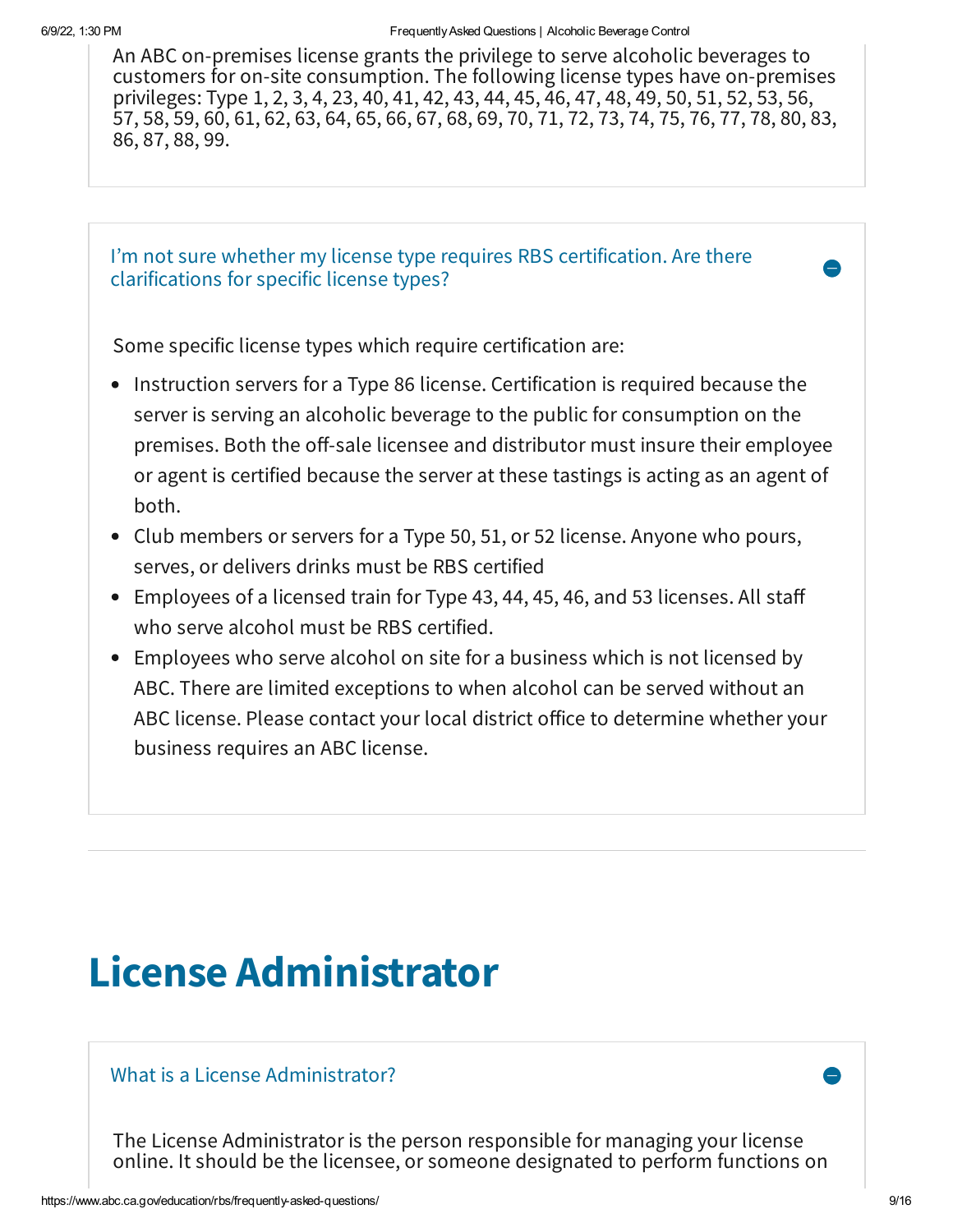An ABC on-premises license grants the privilege to serve alcoholic beverages to customers for on-site consumption. The following license types have on-premises privileges: Type 1, 2, 3, 4, 23, 40, 41, 42, 43, 44, 45, 46, 47, 48, 49, 50, 51, 52, 53, 56, 57, 58, 59, 60, 61, 62, 63, 64, 65, 66, 67, 68, 69, 70, 71, 72, 73, 74, 75, 76, 77, 78, 80, 83, 86, 87, 88, 99.

### I'm not sure whether my license type requires RBS certification. Are there clarifications for specific license types?

Some specific license types which require certification are:

- Instruction servers for a Type 86 license. Certification is required because the server is serving an alcoholic beverage to the public for consumption on the premises. Both the off-sale licensee and distributor must insure their employee or agent is certified because the server at these tastings is acting as an agent of both.
- Club members or servers for a Type 50, 51, or 52 license. Anyone who pours, serves, or delivers drinks must be RBS certified
- Employees of a licensed train for Type 43, 44, 45, 46, and 53 licenses. All staff who serve alcohol must be RBS certified.
- Employees who serve alcohol on site for a business which is not licensed by ABC. There are limited exceptions to when alcohol can be served without an ABC license. Please contact your local district office to determine whether your business requires an ABC license.

# License Administrator

### What is a License Administrator?

The License Administrator is the person responsible for managing your license online. It should be the licensee, or someone designated to perform functions on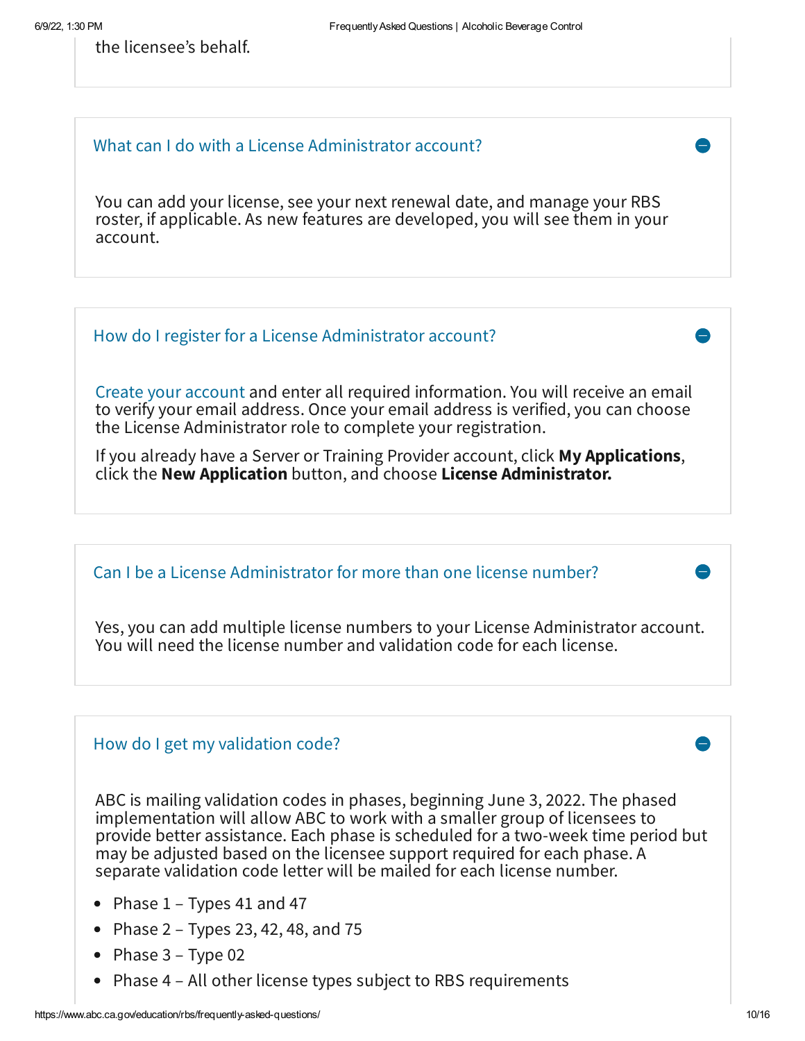the licensee's behalf.

### What can I do with a License Administrator account?

You can add your license, see your next renewal date, and manage your RBS roster, if applicable. As new features are developed, you will see them in your account.

### How do I register for a License Administrator account?

Create your account and enter all required information. You will receive an email to verify your email address. Once your email address is verified, you can choose the License Administrator role to complete your registration.

If you already have a Server or Training Provider account, click **My Applications**, click the **New Application** button, and choose **License Administrator.**

### Can I be a License Administrator for more than one license number?

Yes, you can add multiple license numbers to your License Administrator account. You will need the license number and validation code for each license.

### How do I get my validation code?

ABC is mailing validation codes in phases, beginning June 3, 2022. The phased implementation will allow ABC to work with a smaller group of licensees to provide better assistance. Each phase is scheduled for a two-week time period but may be adjusted based on the licensee support required for each phase. A separate validation code letter will be mailed for each license number.

- Phase 1 – Types 41 and 47
- Phase 2 – Types 23, 42, 48, and 75
- Phase 3 – Type 02
- Phase 4 – All other license types subject to RBS requirements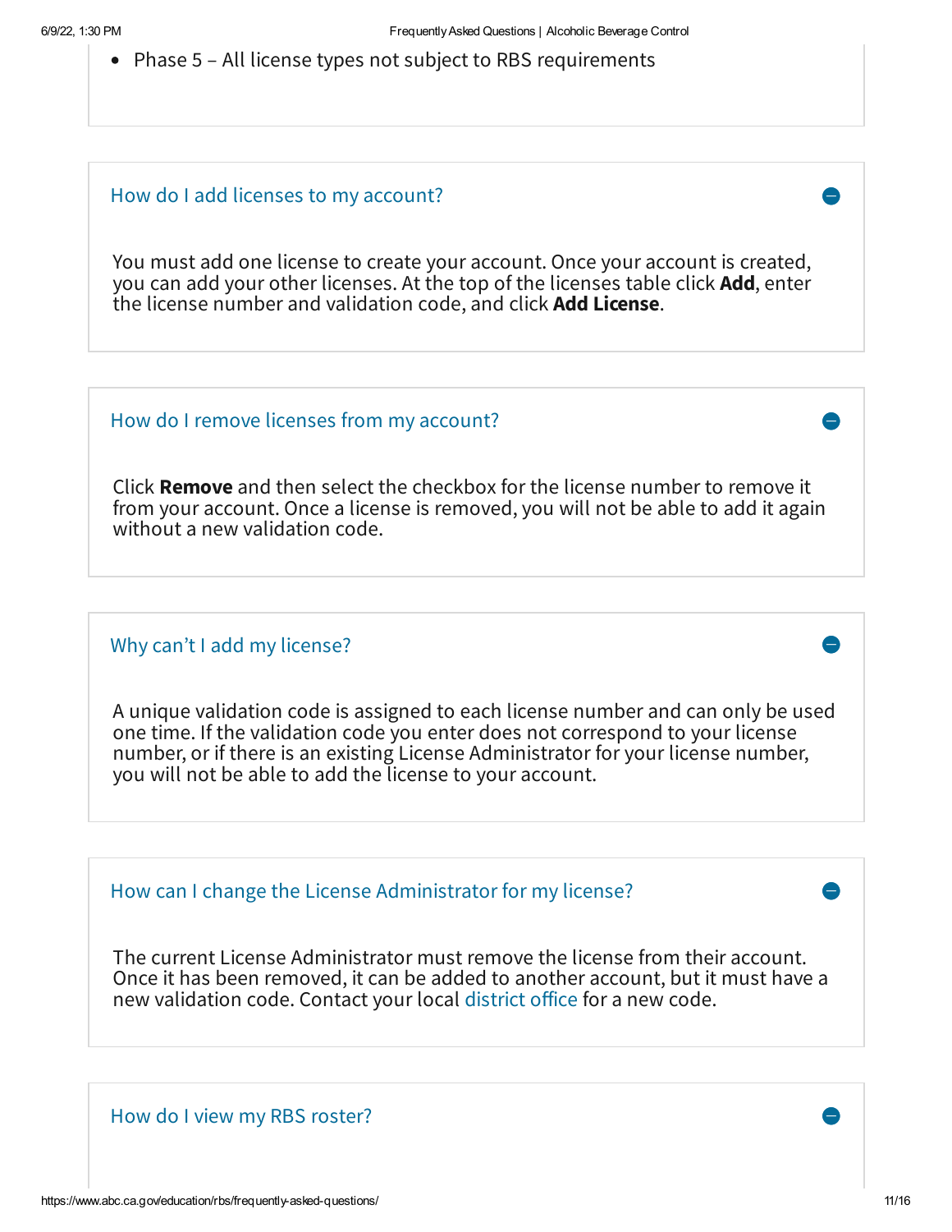- Phase 5 – All license types not subject to RBS requirements

### How do I add licenses to my account?

You must add one license to create your account. Once your account is created, you can add your other licenses. At the top of the licenses table click **Add**, enter the license number and validation code, and click **Add License**.

### How do I remove licenses from my account?

Click **Remove** and then select the checkbox for the license number to remove it from your account. Once a license is removed, you will not be able to add it again without a new validation code.

### Why can't I add my license?

A unique validation code is assigned to each license number and can only be used one time. If the validation code you enter does not correspond to your license number, or if there is an existing License Administrator for your license number, you will not be able to add the license to your account.

### How can I change the License Administrator for my license?

The current License Administrator must remove the license from their account. Once it has been removed, it can be added to another account, but it must have a new validation code. Contact your local district office for a new code.

### How do I view my RBS roster?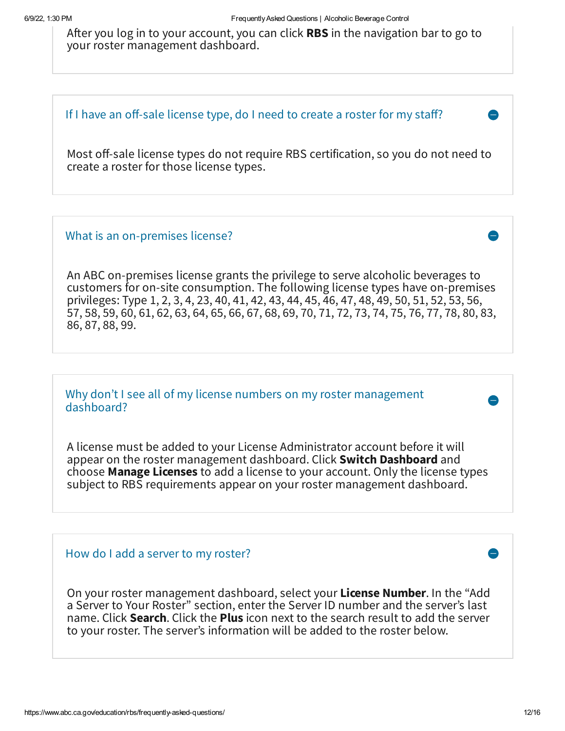After you log in to your account, you can click **RBS** in the navigation bar to go to your roster management dashboard.

### If I have an off-sale license type, do I need to create a roster for my staff?

Most off-sale license types do not require RBS certification, so you do not need to create a roster for those license types.

### What is an on-premises license?

An ABC on-premises license grants the privilege to serve alcoholic beverages to customers for on-site consumption. The following license types have on-premises privileges: Type 1, 2, 3, 4, 23, 40, 41, 42, 43, 44, 45, 46, 47, 48, 49, 50, 51, 52, 53, 56, 57, 58, 59, 60, 61, 62, 63, 64, 65, 66, 67, 68, 69, 70, 71, 72, 73, 74, 75, 76, 77, 78, 80, 83, 86, 87, 88, 99.

### Why don't I see all of my license numbers on my roster management dashboard?

A license must be added to your License Administrator account before it will appear on the roster management dashboard. Click **Switch Dashboard** and choose **Manage Licenses** to add a license to your account. Only the license types subject to RBS requirements appear on your roster management dashboard.

### How do I add a server to my roster?

On your roster management dashboard, select your **License Number**. In the "Add a Server to Your Roster" section, enter the Server ID number and the server's last name. Click **Search**. Click the **Plus** icon next to the search result to add the server to your roster. The server's information will be added to the roster below.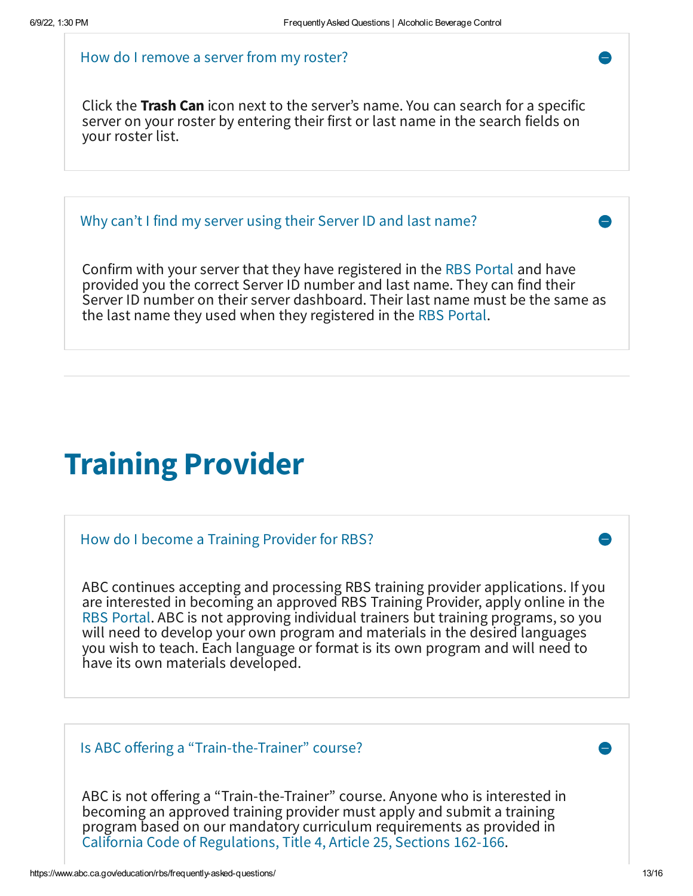### How do I remove a server from my roster?

Click the **Trash Can** icon next to the server's name. You can search for a specific server on your roster by entering their first or last name in the search fields on your roster list.

### Why can't I find my server using their Server ID and last name?

Confirm with your server that they have registered in the RBS Portal and have provided you the correct Server ID number and last name. They can find their Server ID number on their server dashboard. Their last name must be the same as the last name they used when they registered in the RBS Portal.

# Training Provider

### How do I become a Training Provider for RBS?

ABC continues accepting and processing RBS training provider applications. If you are interested in becoming an approved RBS Training Provider, apply online in the RBS Portal. ABC is not approving individual trainers but training programs, so you will need to develop your own program and materials in the desired languages you wish to teach. Each language or format is its own program and will need to have its own materials developed.

### Is ABC offering a "Train-the-Trainer" course?

ABC is not offering a "Train-the-Trainer" course. Anyone who is interested in becoming an approved training provider must apply and submit a training program based on our mandatory curriculum requirements as provided in California Code of Regulations, Title 4, Article 25, Sections 162-166.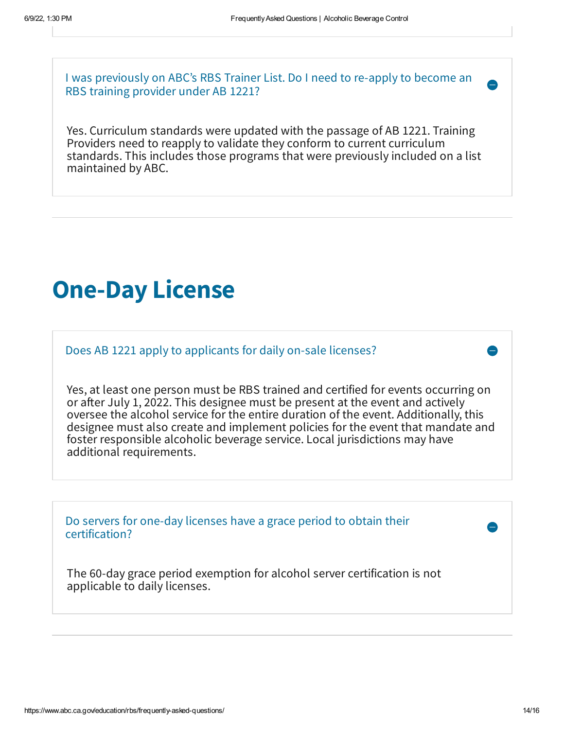### I was previously on ABC's RBS Trainer List. Do I need to re-apply to become an RBS training provider under AB 1221?

Yes. Curriculum standards were updated with the passage of AB 1221. Training Providers need to reapply to validate they conform to current curriculum standards. This includes those programs that were previously included on a list maintained by ABC.

# One-Day License

### Does AB 1221 apply to applicants for daily on-sale licenses?

Yes, at least one person must be RBS trained and certified for events occurring on or after July 1, 2022. This designee must be present at the event and actively oversee the alcohol service for the entire duration of the event. Additionally, this designee must also create and implement policies for the event that mandate and foster responsible alcoholic beverage service. Local jurisdictions may have additional requirements.

### Do servers for one-day licenses have a grace period to obtain their certification?

The 60-day grace period exemption for alcohol server certification is not applicable to daily licenses.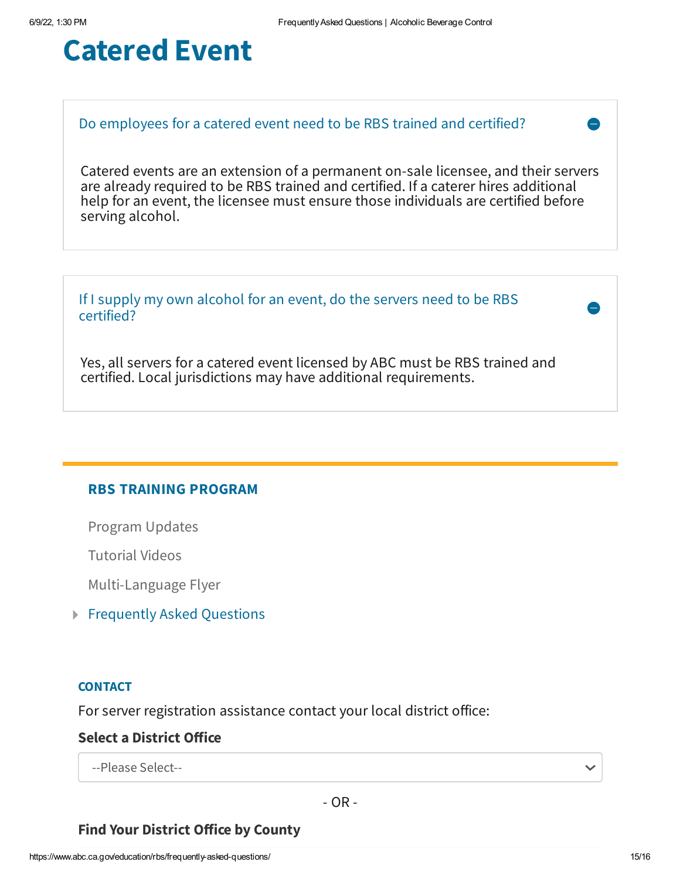# Catered Event

### Do employees for a catered event need to be RBS trained and certified?

Catered events are an extension of a permanent on-sale licensee, and their servers are already required to be RBS trained and certified. If a caterer hires additional help for an event, the licensee must ensure those individuals are certified before serving alcohol.

### If I supply my own alcohol for an event, do the servers need to be RBS certified?

Yes, all servers for a catered event licensed by ABC must be RBS trained and certified. Local jurisdictions may have additional requirements.

---

**RBS TRAINING PROGRAM**

- Program Updates
- Tutorial Videos
- Multi-Language Flyer
- Frequently Asked Questions

**CONTACT**

For server registration assistance contact your local district office:

**Select a District Office**

--Please Select--

- OR -

**Find Your District Office by County**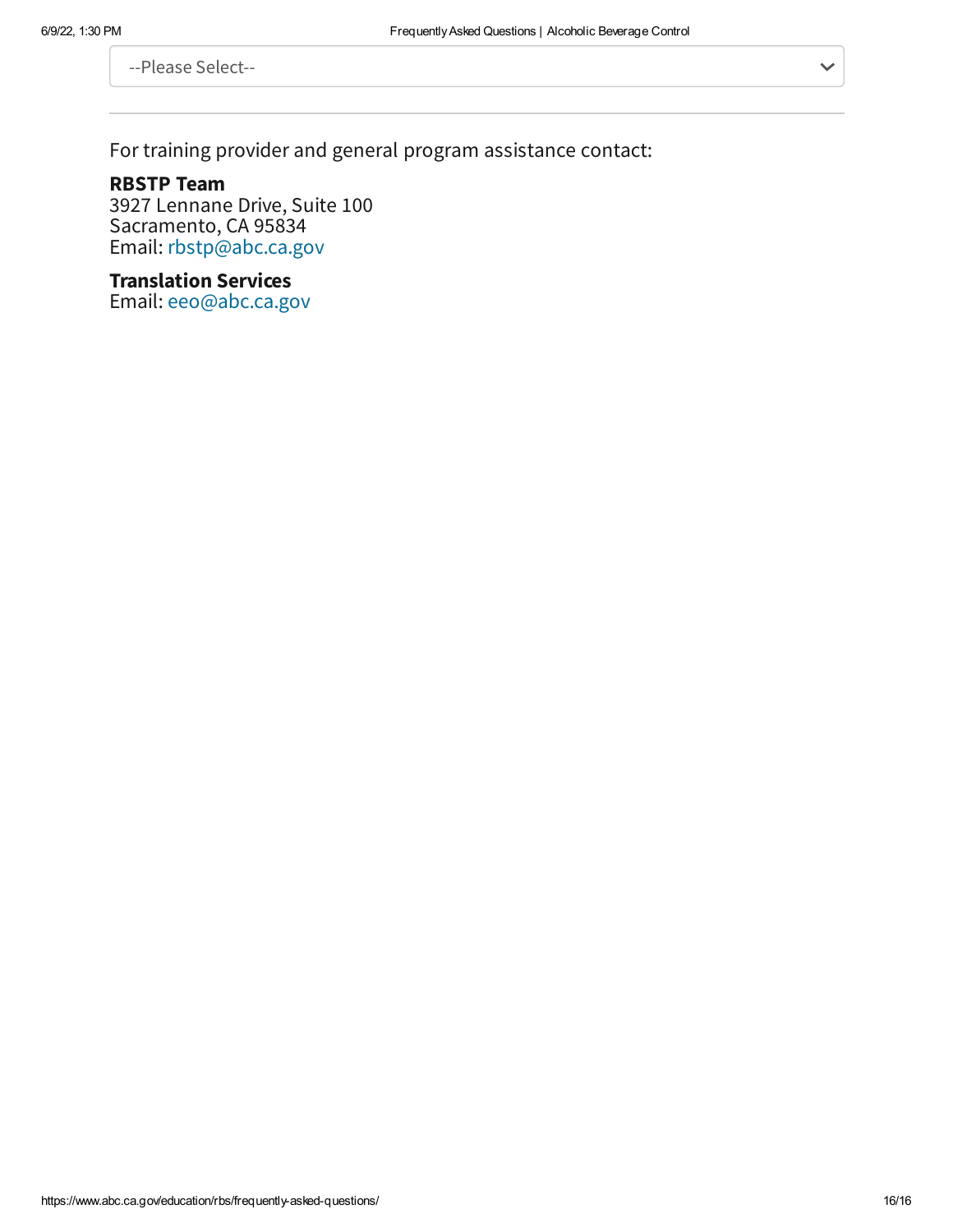--Please Select--

---

For training provider and general program assistance contact:

**RBSTP Team**
3927 Lennane Drive, Suite 100
Sacramento, CA 95834
Email: rbstp@abc.ca.gov

**Translation Services**
Email: eeo@abc.ca.gov